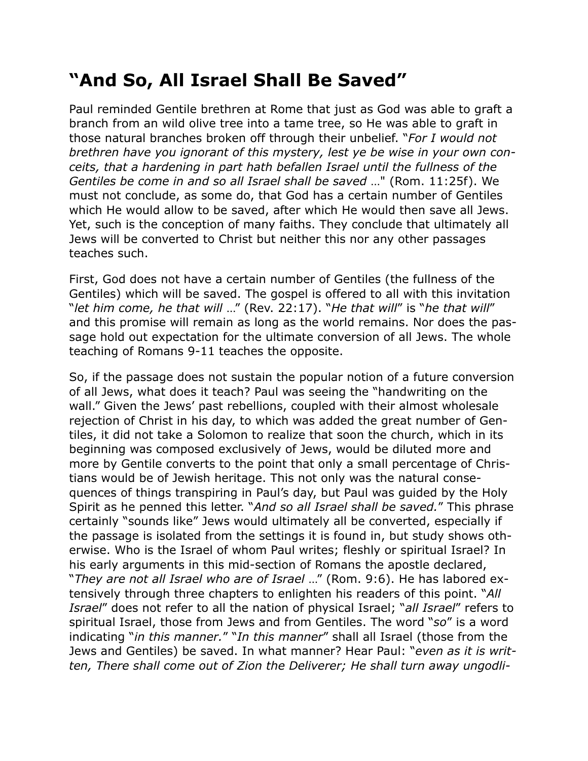## “And So, All Israel Shall Be Saved”

Paul reminded Gentile brethren at Rome that just as God was able to graft a branch from an wild olive tree into a tame tree, so He was able to graft in those natural branches broken off through their unbelief. “*For I would not brethren have you ignorant of this mystery, lest ye be wise in your own conceits, that a hardening in part hath befallen Israel until the fullness of the Gentiles be come in and so all Israel shall be saved* …" (Rom. 11:25f). We must not conclude, as some do, that God has a certain number of Gentiles which He would allow to be saved, after which He would then save all Jews. Yet, such is the conception of many faiths. They conclude that ultimately all Jews will be converted to Christ but neither this nor any other passages teaches such.

First, God does not have a certain number of Gentiles (the fullness of the Gentiles) which will be saved. The gospel is offered to all with this invitation “*let him come, he that will* …” (Rev. 22:17). “*He that will*” is “*he that will*” and this promise will remain as long as the world remains. Nor does the passage hold out expectation for the ultimate conversion of all Jews. The whole teaching of Romans 9-11 teaches the opposite.

So, if the passage does not sustain the popular notion of a future conversion of all Jews, what does it teach? Paul was seeing the “handwriting on the wall.” Given the Jews’ past rebellions, coupled with their almost wholesale rejection of Christ in his day, to which was added the great number of Gentiles, it did not take a Solomon to realize that soon the church, which in its beginning was composed exclusively of Jews, would be diluted more and more by Gentile converts to the point that only a small percentage of Christians would be of Jewish heritage. This not only was the natural consequences of things transpiring in Paul’s day, but Paul was guided by the Holy Spirit as he penned this letter. “*And so all Israel shall be saved.*” This phrase certainly “sounds like” Jews would ultimately all be converted, especially if the passage is isolated from the settings it is found in, but study shows otherwise. Who is the Israel of whom Paul writes; fleshly or spiritual Israel? In his early arguments in this mid-section of Romans the apostle declared, “*They are not all Israel who are of Israel* …” (Rom. 9:6). He has labored extensively through three chapters to enlighten his readers of this point. “*All Israel*” does not refer to all the nation of physical Israel; “*all Israel*” refers to spiritual Israel, those from Jews and from Gentiles. The word “*so*” is a word indicating “*in this manner.*” “*In this manner*” shall all Israel (those from the Jews and Gentiles) be saved. In what manner? Hear Paul: “*even as it is written, There shall come out of Zion the Deliverer; He shall turn away ungodli-*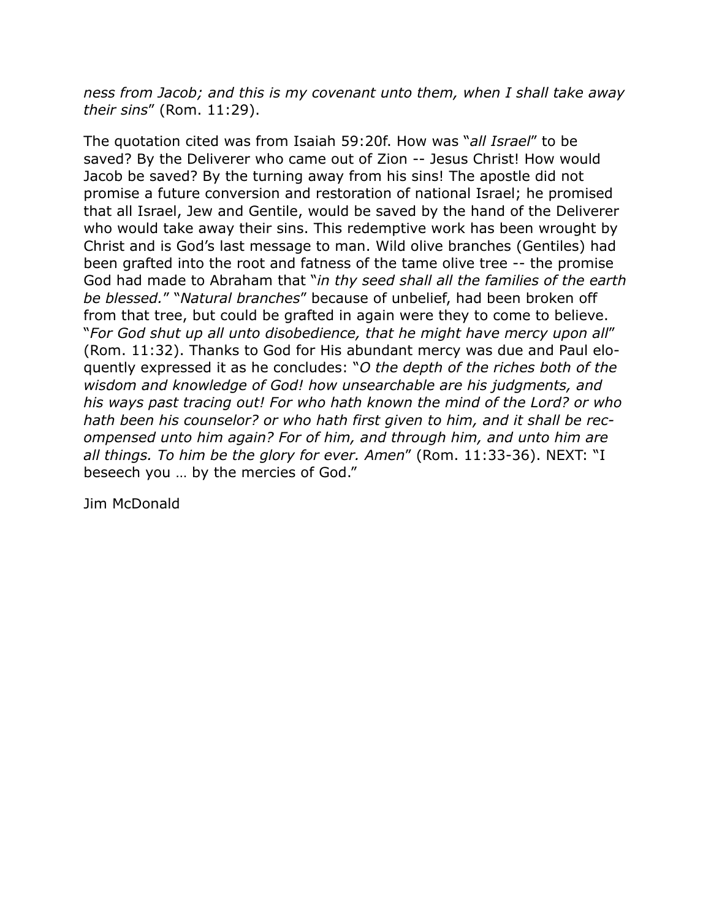*ness from Jacob; and this is my covenant unto them, when I shall take away their sins*" (Rom. 11:29).

The quotation cited was from Isaiah 59:20f. How was "*all Israel*" to be saved? By the Deliverer who came out of Zion -- Jesus Christ! How would Jacob be saved? By the turning away from his sins! The apostle did not promise a future conversion and restoration of national Israel; he promised that all Israel, Jew and Gentile, would be saved by the hand of the Deliverer who would take away their sins. This redemptive work has been wrought by Christ and is God's last message to man. Wild olive branches (Gentiles) had been grafted into the root and fatness of the tame olive tree -- the promise God had made to Abraham that "*in thy seed shall all the families of the earth be blessed.*" "*Natural branches*" because of unbelief, had been broken off from that tree, but could be grafted in again were they to come to believe. "*For God shut up all unto disobedience, that he might have mercy upon all*" (Rom. 11:32). Thanks to God for His abundant mercy was due and Paul eloquently expressed it as he concludes: "*O the depth of the riches both of the wisdom and knowledge of God! how unsearchable are his judgments, and his ways past tracing out! For who hath known the mind of the Lord? or who hath been his counselor? or who hath first given to him, and it shall be recompensed unto him again? For of him, and through him, and unto him are all things. To him be the glory for ever. Amen*" (Rom. 11:33-36). NEXT: "I beseech you … by the mercies of God."

Jim McDonald